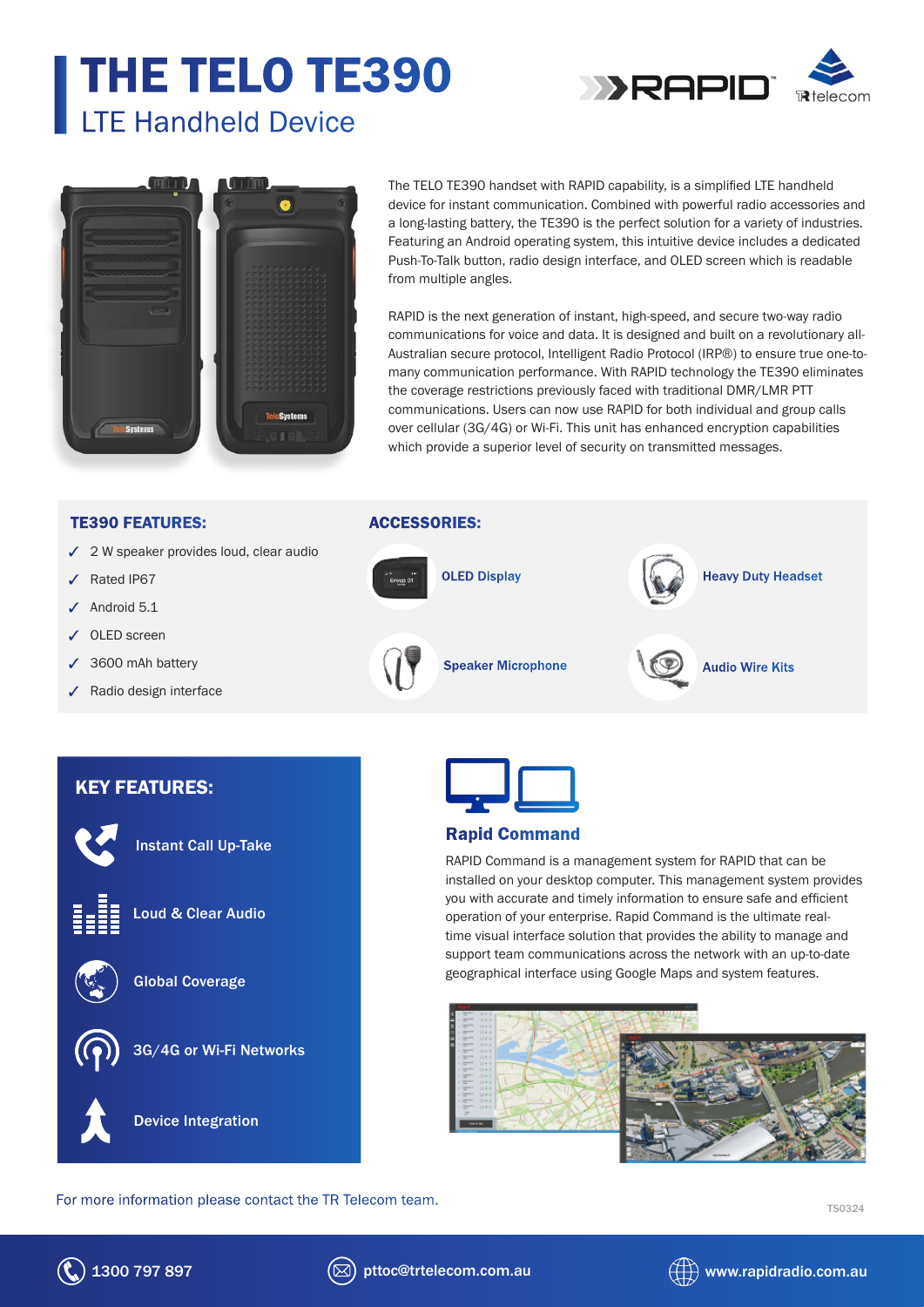# THE TELO TE390

## LTE Handheld Device

RAPID | TRtelecom

The TELO TE390 handset with RAPID capability, is a simplified LTE handheld device for instant communication. Combined with powerful radio accessories and a long-lasting battery, the TE390 is the perfect solution for a variety of industries. Featuring an Android operating system, this intuitive device includes a dedicated Push-To-Talk button, radio design interface, and OLED screen which is readable from multiple angles.

RAPID is the next generation of instant, high-speed, and secure two-way radio communications for voice and data. It is designed and built on a revolutionary all-Australian secure protocol, Intelligent Radio Protocol (IRP®) to ensure true one-to-many communication performance. With RAPID technology the TE390 eliminates the coverage restrictions previously faced with traditional DMR/LMR PTT communications. Users can now use RAPID for both individual and group calls over cellular (3G/4G) or Wi-Fi. This unit has enhanced encryption capabilities which provide a superior level of security on transmitted messages.

### TE390 FEATURES:

- ✓ 2 W speaker provides loud, clear audio
- ✓ Rated IP67
- ✓ Android 5.1
- ✓ OLED screen
- ✓ 3600 mAh battery
- ✓ Radio design interface

### ACCESSORIES:

- OLED Display
- Heavy Duty Headset
- Speaker Microphone
- Audio Wire Kits

### KEY FEATURES:

- Instant Call Up-Take
- Loud & Clear Audio
- Global Coverage
- 3G/4G or Wi-Fi Networks
- Device Integration

### Rapid Command

RAPID Command is a management system for RAPID that can be installed on your desktop computer. This management system provides you with accurate and timely information to ensure safe and efficient operation of your enterprise. Rapid Command is the ultimate real-time visual interface solution that provides the ability to manage and support team communications across the network with an up-to-date geographical interface using Google Maps and system features.

For more information please contact the TR Telecom team.

TS0324

1300 797 897 | pttoc@trtelecom.com.au | www.rapidradio.com.au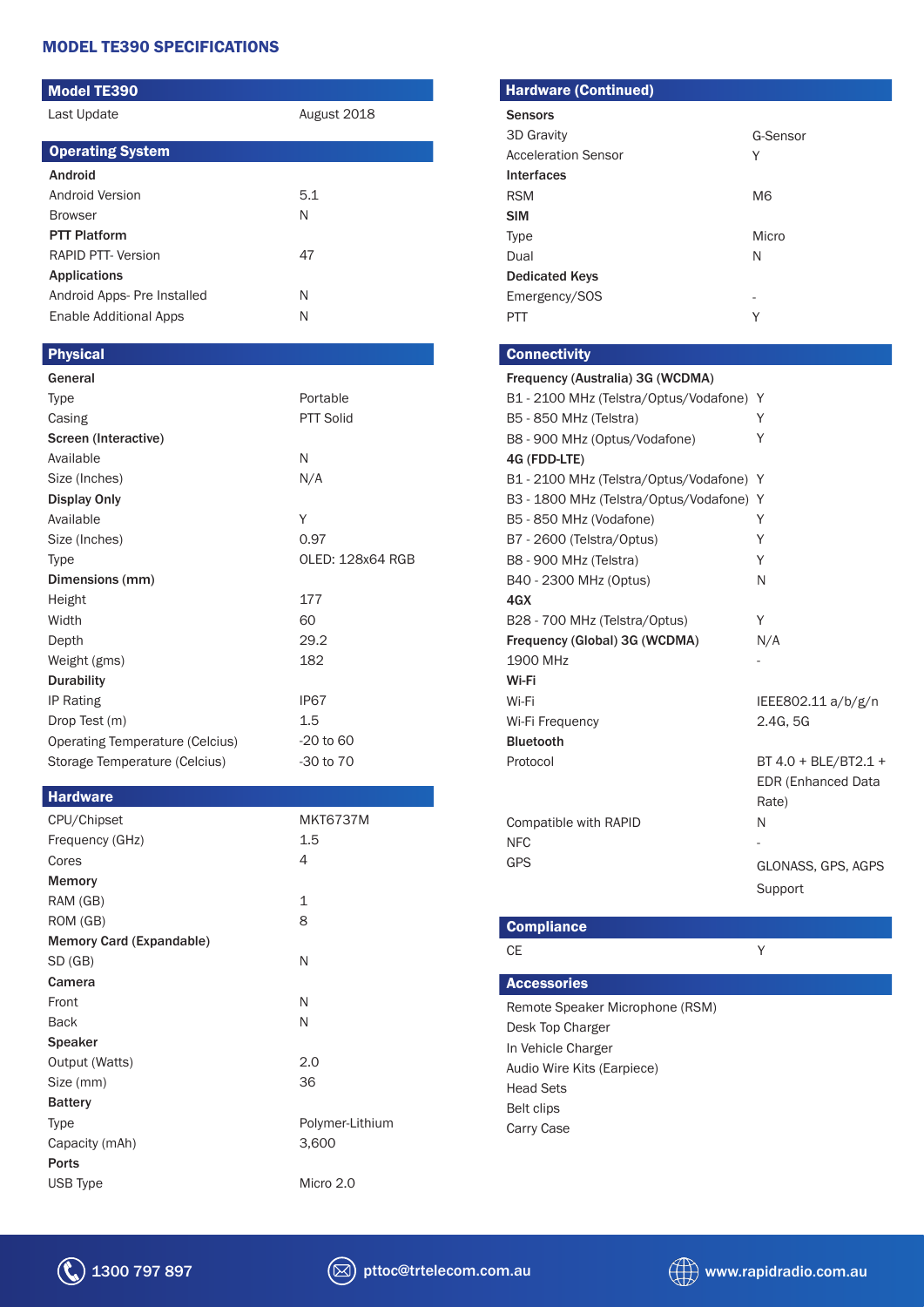## MODEL TE390 SPECIFICATIONS

| Model TE390 | |
|---|---|
| Last Update | August 2018 |

| Operating System | |
|---|---|
| **Android** | |
| Android Version | 5.1 |
| Browser | N |
| **PTT Platform** | |
| RAPID PTT- Version | 47 |
| **Applications** | |
| Android Apps- Pre Installed | N |
| Enable Additional Apps | N |

| Physical | |
|---|---|
| **General** | |
| Type | Portable |
| Casing | PTT Solid |
| **Screen (Interactive)** | |
| Available | N |
| Size (Inches) | N/A |
| **Display Only** | |
| Available | Y |
| Size (Inches) | 0.97 |
| Type | OLED: 128x64 RGB |
| **Dimensions (mm)** | |
| Height | 177 |
| Width | 60 |
| Depth | 29.2 |
| Weight (gms) | 182 |
| **Durability** | |
| IP Rating | IP67 |
| Drop Test (m) | 1.5 |
| Operating Temperature (Celcius) | -20 to 60 |
| Storage Temperature (Celcius) | -30 to 70 |

| Hardware | |
|---|---|
| CPU/Chipset | MKT6737M |
| Frequency (GHz) | 1.5 |
| Cores | 4 |
| **Memory** | |
| RAM (GB) | 1 |
| ROM (GB) | 8 |
| **Memory Card (Expandable)** | |
| SD (GB) | N |
| **Camera** | |
| Front | N |
| Back | N |
| **Speaker** | |
| Output (Watts) | 2.0 |
| Size (mm) | 36 |
| **Battery** | |
| Type | Polymer-Lithium |
| Capacity (mAh) | 3,600 |
| **Ports** | |
| USB Type | Micro 2.0 |

| Hardware (Continued) | |
|---|---|
| **Sensors** | |
| 3D Gravity | G-Sensor |
| Acceleration Sensor | Y |
| **Interfaces** | |
| RSM | M6 |
| **SIM** | |
| Type | Micro |
| Dual | N |
| **Dedicated Keys** | |
| Emergency/SOS | - |
| PTT | Y |

| Connectivity | |
|---|---|
| **Frequency (Australia) 3G (WCDMA)** | |
| B1 - 2100 MHz (Telstra/Optus/Vodafone) | Y |
| B5 - 850 MHz (Telstra) | Y |
| B8 - 900 MHz (Optus/Vodafone) | Y |
| **4G (FDD-LTE)** | |
| B1 - 2100 MHz (Telstra/Optus/Vodafone) | Y |
| B3 - 1800 MHz (Telstra/Optus/Vodafone) | Y |
| B5 - 850 MHz (Vodafone) | Y |
| B7 - 2600 (Telstra/Optus) | Y |
| B8 - 900 MHz (Telstra) | Y |
| B40 - 2300 MHz (Optus) | N |
| **4GX** | |
| B28 - 700 MHz (Telstra/Optus) | Y |
| **Frequency (Global) 3G (WCDMA)** | N/A |
| 1900 MHz | - |
| **Wi-Fi** | |
| Wi-Fi | IEEE802.11 a/b/g/n |
| Wi-Fi Frequency | 2.4G, 5G |
| **Bluetooth** | |
| Protocol | BT 4.0 + BLE/BT2.1 + EDR (Enhanced Data Rate) |
| Compatible with RAPID | N |
| NFC | - |
| GPS | GLONASS, GPS, AGPS Support |

| Compliance | |
|---|---|
| CE | Y |

### Accessories

- Remote Speaker Microphone (RSM)
- Desk Top Charger
- In Vehicle Charger
- Audio Wire Kits (Earpiece)
- Head Sets
- Belt clips
- Carry Case

1300 797 897 | pttoc@trtelecom.com.au | www.rapidradio.com.au